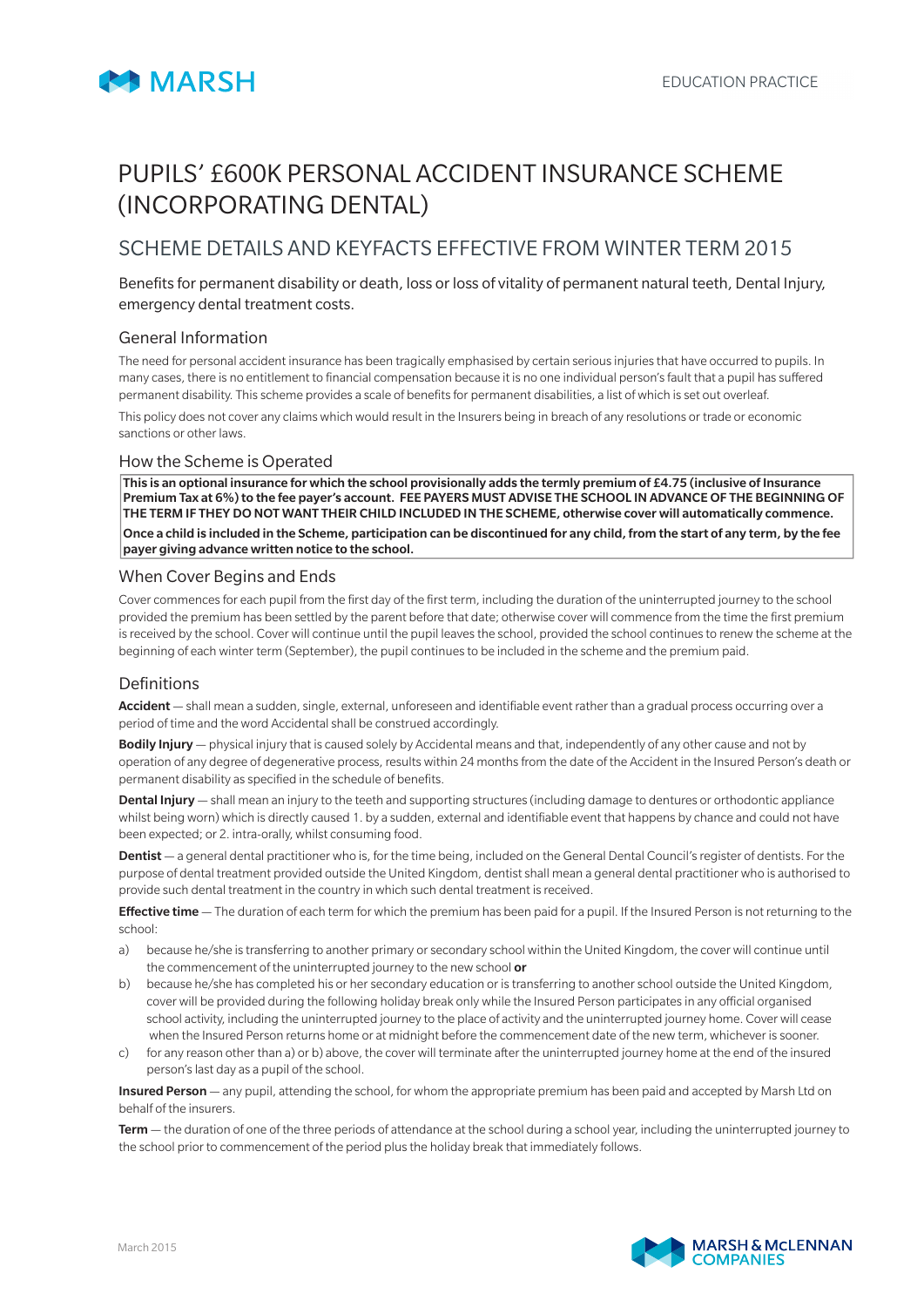MARSH

EDUCATION PRACTICE

# PUPILS' £600K PERSONAL ACCIDENT INSURANCE SCHEME (INCORPORATING DENTAL)

## SCHEME DETAILS AND KEYFACTS EFFECTIVE FROM WINTER TERM 2015

Benefits for permanent disability or death, loss or loss of vitality of permanent natural teeth, Dental Injury, emergency dental treatment costs.

### General Information

The need for personal accident insurance has been tragically emphasised by certain serious injuries that have occurred to pupils. In many cases, there is no entitlement to financial compensation because it is no one individual person's fault that a pupil has suffered permanent disability. This scheme provides a scale of benefits for permanent disabilities, a list of which is set out overleaf.

This policy does not cover any claims which would result in the Insurers being in breach of any resolutions or trade or economic sanctions or other laws.

### How the Scheme is Operated

**This is an optional insurance for which the school provisionally adds the termly premium of £4.75 (inclusive of Insurance Premium Tax at 6%) to the fee payer's account. FEE PAYERS MUST ADVISE THE SCHOOL IN ADVANCE OF THE BEGINNING OF THE TERM IF THEY DO NOT WANT THEIR CHILD INCLUDED IN THE SCHEME, otherwise cover will automatically commence.**

**Once a child is included in the Scheme, participation can be discontinued for any child, from the start of any term, by the fee payer giving advance written notice to the school.**

### When Cover Begins and Ends

Cover commences for each pupil from the first day of the first term, including the duration of the uninterrupted journey to the school provided the premium has been settled by the parent before that date; otherwise cover will commence from the time the first premium is received by the school. Cover will continue until the pupil leaves the school, provided the school continues to renew the scheme at the beginning of each winter term (September), the pupil continues to be included in the scheme and the premium paid.

### Definitions

**Accident** — shall mean a sudden, single, external, unforeseen and identifiable event rather than a gradual process occurring over a period of time and the word Accidental shall be construed accordingly.

**Bodily Injury** — physical injury that is caused solely by Accidental means and that, independently of any other cause and not by operation of any degree of degenerative process, results within 24 months from the date of the Accident in the Insured Person's death or permanent disability as specified in the schedule of benefits.

**Dental Injury** — shall mean an injury to the teeth and supporting structures (including damage to dentures or orthodontic appliance whilst being worn) which is directly caused 1. by a sudden, external and identifiable event that happens by chance and could not have been expected; or 2. intra-orally, whilst consuming food.

**Dentist** — a general dental practitioner who is, for the time being, included on the General Dental Council's register of dentists. For the purpose of dental treatment provided outside the United Kingdom, dentist shall mean a general dental practitioner who is authorised to provide such dental treatment in the country in which such dental treatment is received.

**Effective time** — The duration of each term for which the premium has been paid for a pupil. If the Insured Person is not returning to the school:

a) because he/she is transferring to another primary or secondary school within the United Kingdom, the cover will continue until the commencement of the uninterrupted journey to the new school **or**

b) because he/she has completed his or her secondary education or is transferring to another school outside the United Kingdom, cover will be provided during the following holiday break only while the Insured Person participates in any official organised school activity, including the uninterrupted journey to the place of activity and the uninterrupted journey home. Cover will cease when the Insured Person returns home or at midnight before the commencement date of the new term, whichever is sooner.

c) for any reason other than a) or b) above, the cover will terminate after the uninterrupted journey home at the end of the insured person's last day as a pupil of the school.

**Insured Person** — any pupil, attending the school, for whom the appropriate premium has been paid and accepted by Marsh Ltd on behalf of the insurers.

**Term** — the duration of one of the three periods of attendance at the school during a school year, including the uninterrupted journey to the school prior to commencement of the period plus the holiday break that immediately follows.

March 2015

MARSH & McLENNAN COMPANIES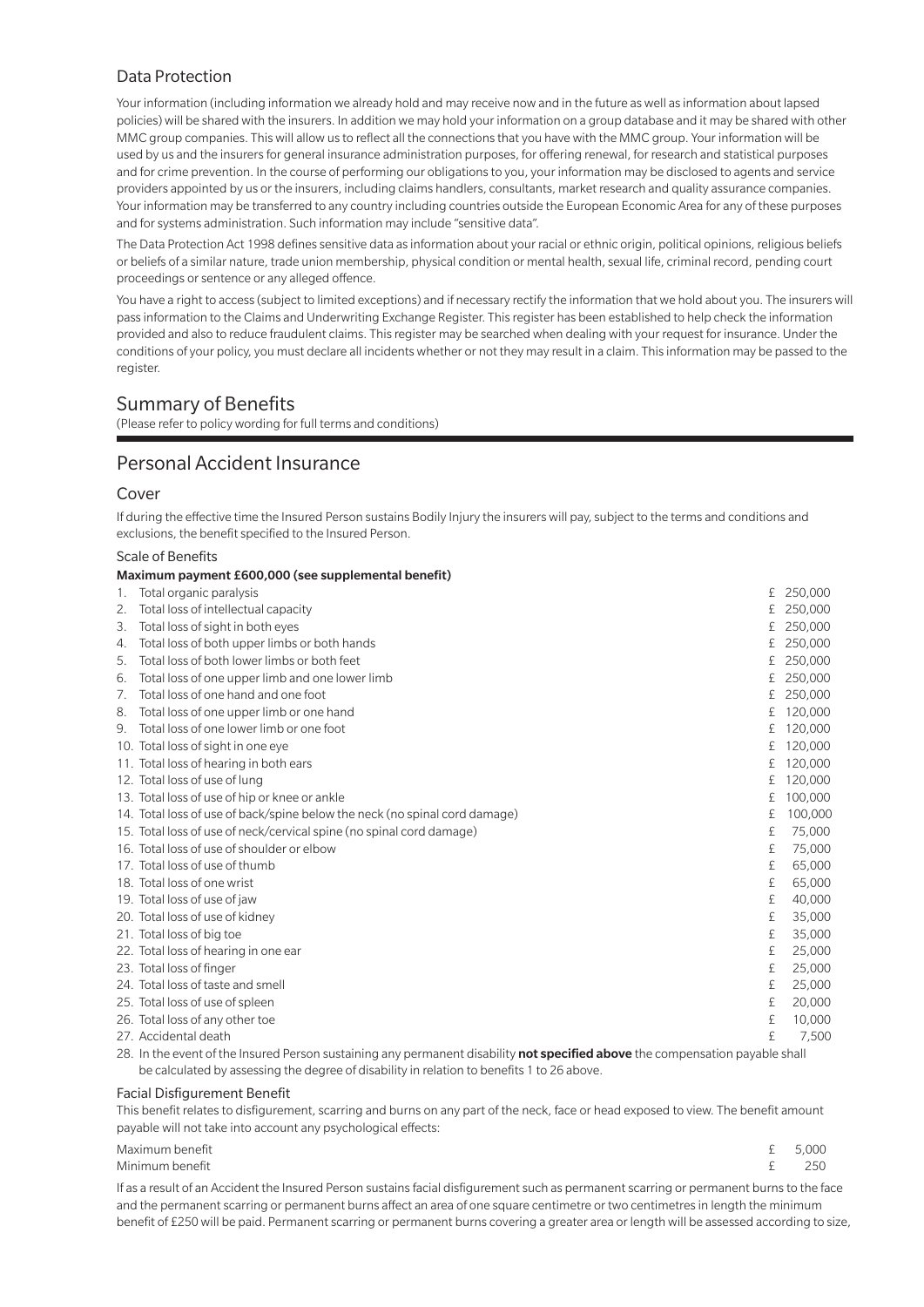## Data Protection

Your information (including information we already hold and may receive now and in the future as well as information about lapsed policies) will be shared with the insurers. In addition we may hold your information on a group database and it may be shared with other MMC group companies. This will allow us to reflect all the connections that you have with the MMC group. Your information will be used by us and the insurers for general insurance administration purposes, for offering renewal, for research and statistical purposes and for crime prevention. In the course of performing our obligations to you, your information may be disclosed to agents and service providers appointed by us or the insurers, including claims handlers, consultants, market research and quality assurance companies. Your information may be transferred to any country including countries outside the European Economic Area for any of these purposes and for systems administration. Such information may include "sensitive data".

The Data Protection Act 1998 defines sensitive data as information about your racial or ethnic origin, political opinions, religious beliefs or beliefs of a similar nature, trade union membership, physical condition or mental health, sexual life, criminal record, pending court proceedings or sentence or any alleged offence.

You have a right to access (subject to limited exceptions) and if necessary rectify the information that we hold about you. The insurers will pass information to the Claims and Underwriting Exchange Register. This register has been established to help check the information provided and also to reduce fraudulent claims. This register may be searched when dealing with your request for insurance. Under the conditions of your policy, you must declare all incidents whether or not they may result in a claim. This information may be passed to the register.

# Summary of Benefits

(Please refer to policy wording for full terms and conditions)

# Personal Accident Insurance

## Cover

If during the effective time the Insured Person sustains Bodily Injury the insurers will pay, subject to the terms and conditions and exclusions, the benefit specified to the Insured Person.

### Scale of Benefits

**Maximum payment £600,000 (see supplemental benefit)**

| | Benefit | Amount |
|---|---|---|
| 1. | Total organic paralysis | £ 250,000 |
| 2. | Total loss of intellectual capacity | £ 250,000 |
| 3. | Total loss of sight in both eyes | £ 250,000 |
| 4. | Total loss of both upper limbs or both hands | £ 250,000 |
| 5. | Total loss of both lower limbs or both feet | £ 250,000 |
| 6. | Total loss of one upper limb and one lower limb | £ 250,000 |
| 7. | Total loss of one hand and one foot | £ 250,000 |
| 8. | Total loss of one upper limb or one hand | £ 120,000 |
| 9. | Total loss of one lower limb or one foot | £ 120,000 |
| 10. | Total loss of sight in one eye | £ 120,000 |
| 11. | Total loss of hearing in both ears | £ 120,000 |
| 12. | Total loss of use of lung | £ 120,000 |
| 13. | Total loss of use of hip or knee or ankle | £ 100,000 |
| 14. | Total loss of use of back/spine below the neck (no spinal cord damage) | £ 100,000 |
| 15. | Total loss of use of neck/cervical spine (no spinal cord damage) | £ 75,000 |
| 16. | Total loss of use of shoulder or elbow | £ 75,000 |
| 17. | Total loss of use of thumb | £ 65,000 |
| 18. | Total loss of one wrist | £ 65,000 |
| 19. | Total loss of use of jaw | £ 40,000 |
| 20. | Total loss of use of kidney | £ 35,000 |
| 21. | Total loss of big toe | £ 35,000 |
| 22. | Total loss of hearing in one ear | £ 25,000 |
| 23. | Total loss of finger | £ 25,000 |
| 24. | Total loss of taste and smell | £ 25,000 |
| 25. | Total loss of use of spleen | £ 20,000 |
| 26. | Total loss of any other toe | £ 10,000 |
| 27. | Accidental death | £ 7,500 |

28. In the event of the Insured Person sustaining any permanent disability **not specified above** the compensation payable shall be calculated by assessing the degree of disability in relation to benefits 1 to 26 above.

### Facial Disfigurement Benefit

This benefit relates to disfigurement, scarring and burns on any part of the neck, face or head exposed to view. The benefit amount payable will not take into account any psychological effects:

| | |
|---|---|
| Maximum benefit | £ 5,000 |
| Minimum benefit | £ 250 |

If as a result of an Accident the Insured Person sustains facial disfigurement such as permanent scarring or permanent burns to the face and the permanent scarring or permanent burns affect an area of one square centimetre or two centimetres in length the minimum benefit of £250 will be paid. Permanent scarring or permanent burns covering a greater area or length will be assessed according to size,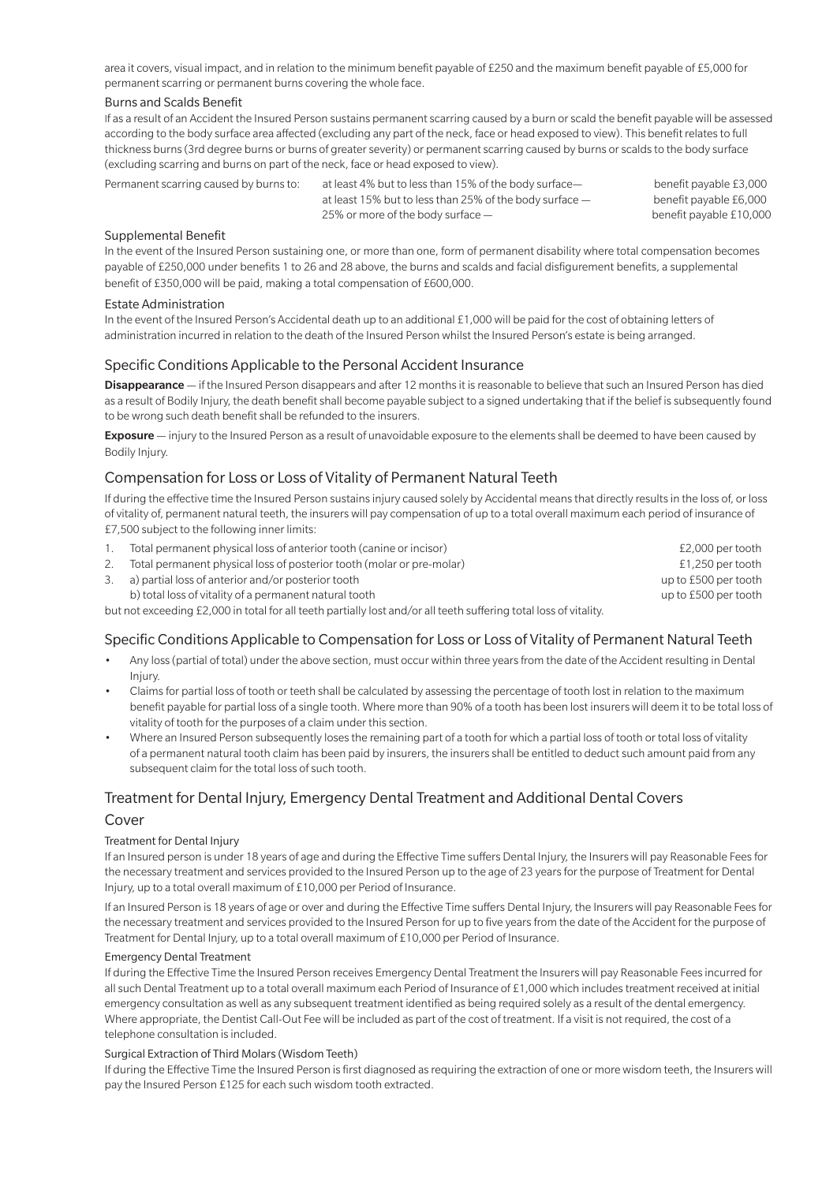area it covers, visual impact, and in relation to the minimum benefit payable of £250 and the maximum benefit payable of £5,000 for permanent scarring or permanent burns covering the whole face.

### Burns and Scalds Benefit

If as a result of an Accident the Insured Person sustains permanent scarring caused by a burn or scald the benefit payable will be assessed according to the body surface area affected (excluding any part of the neck, face or head exposed to view). This benefit relates to full thickness burns (3rd degree burns or burns of greater severity) or permanent scarring caused by burns or scalds to the body surface (excluding scarring and burns on part of the neck, face or head exposed to view).

| | | |
|---|---|---|
| Permanent scarring caused by burns to: | at least 4% but to less than 15% of the body surface— | benefit payable £3,000 |
| | at least 15% but to less than 25% of the body surface — | benefit payable £6,000 |
| | 25% or more of the body surface — | benefit payable £10,000 |

### Supplemental Benefit

In the event of the Insured Person sustaining one, or more than one, form of permanent disability where total compensation becomes payable of £250,000 under benefits 1 to 26 and 28 above, the burns and scalds and facial disfigurement benefits, a supplemental benefit of £350,000 will be paid, making a total compensation of £600,000.

### Estate Administration

In the event of the Insured Person's Accidental death up to an additional £1,000 will be paid for the cost of obtaining letters of administration incurred in relation to the death of the Insured Person whilst the Insured Person's estate is being arranged.

## Specific Conditions Applicable to the Personal Accident Insurance

**Disappearance** — if the Insured Person disappears and after 12 months it is reasonable to believe that such an Insured Person has died as a result of Bodily Injury, the death benefit shall become payable subject to a signed undertaking that if the belief is subsequently found to be wrong such death benefit shall be refunded to the insurers.

**Exposure** — injury to the Insured Person as a result of unavoidable exposure to the elements shall be deemed to have been caused by Bodily Injury.

## Compensation for Loss or Loss of Vitality of Permanent Natural Teeth

If during the effective time the Insured Person sustains injury caused solely by Accidental means that directly results in the loss of, or loss of vitality of, permanent natural teeth, the insurers will pay compensation of up to a total overall maximum each period of insurance of £7,500 subject to the following inner limits:

| | | |
|---|---|---|
| 1. | Total permanent physical loss of anterior tooth (canine or incisor) | £2,000 per tooth |
| 2. | Total permanent physical loss of posterior tooth (molar or pre-molar) | £1,250 per tooth |
| 3. | a) partial loss of anterior and/or posterior tooth | up to £500 per tooth |
| | b) total loss of vitality of a permanent natural tooth | up to £500 per tooth |

but not exceeding £2,000 in total for all teeth partially lost and/or all teeth suffering total loss of vitality.

## Specific Conditions Applicable to Compensation for Loss or Loss of Vitality of Permanent Natural Teeth

- Any loss (partial of total) under the above section, must occur within three years from the date of the Accident resulting in Dental Injury.
- Claims for partial loss of tooth or teeth shall be calculated by assessing the percentage of tooth lost in relation to the maximum benefit payable for partial loss of a single tooth. Where more than 90% of a tooth has been lost insurers will deem it to be total loss of vitality of tooth for the purposes of a claim under this section.
- Where an Insured Person subsequently loses the remaining part of a tooth for which a partial loss of tooth or total loss of vitality of a permanent natural tooth claim has been paid by insurers, the insurers shall be entitled to deduct such amount paid from any subsequent claim for the total loss of such tooth.

## Treatment for Dental Injury, Emergency Dental Treatment and Additional Dental Covers

## Cover

### Treatment for Dental Injury

If an Insured person is under 18 years of age and during the Effective Time suffers Dental Injury, the Insurers will pay Reasonable Fees for the necessary treatment and services provided to the Insured Person up to the age of 23 years for the purpose of Treatment for Dental Injury, up to a total overall maximum of £10,000 per Period of Insurance.

If an Insured Person is 18 years of age or over and during the Effective Time suffers Dental Injury, the Insurers will pay Reasonable Fees for the necessary treatment and services provided to the Insured Person for up to five years from the date of the Accident for the purpose of Treatment for Dental Injury, up to a total overall maximum of £10,000 per Period of Insurance.

### Emergency Dental Treatment

If during the Effective Time the Insured Person receives Emergency Dental Treatment the Insurers will pay Reasonable Fees incurred for all such Dental Treatment up to a total overall maximum each Period of Insurance of £1,000 which includes treatment received at initial emergency consultation as well as any subsequent treatment identified as being required solely as a result of the dental emergency. Where appropriate, the Dentist Call-Out Fee will be included as part of the cost of treatment. If a visit is not required, the cost of a telephone consultation is included.

### Surgical Extraction of Third Molars (Wisdom Teeth)

If during the Effective Time the Insured Person is first diagnosed as requiring the extraction of one or more wisdom teeth, the Insurers will pay the Insured Person £125 for each such wisdom tooth extracted.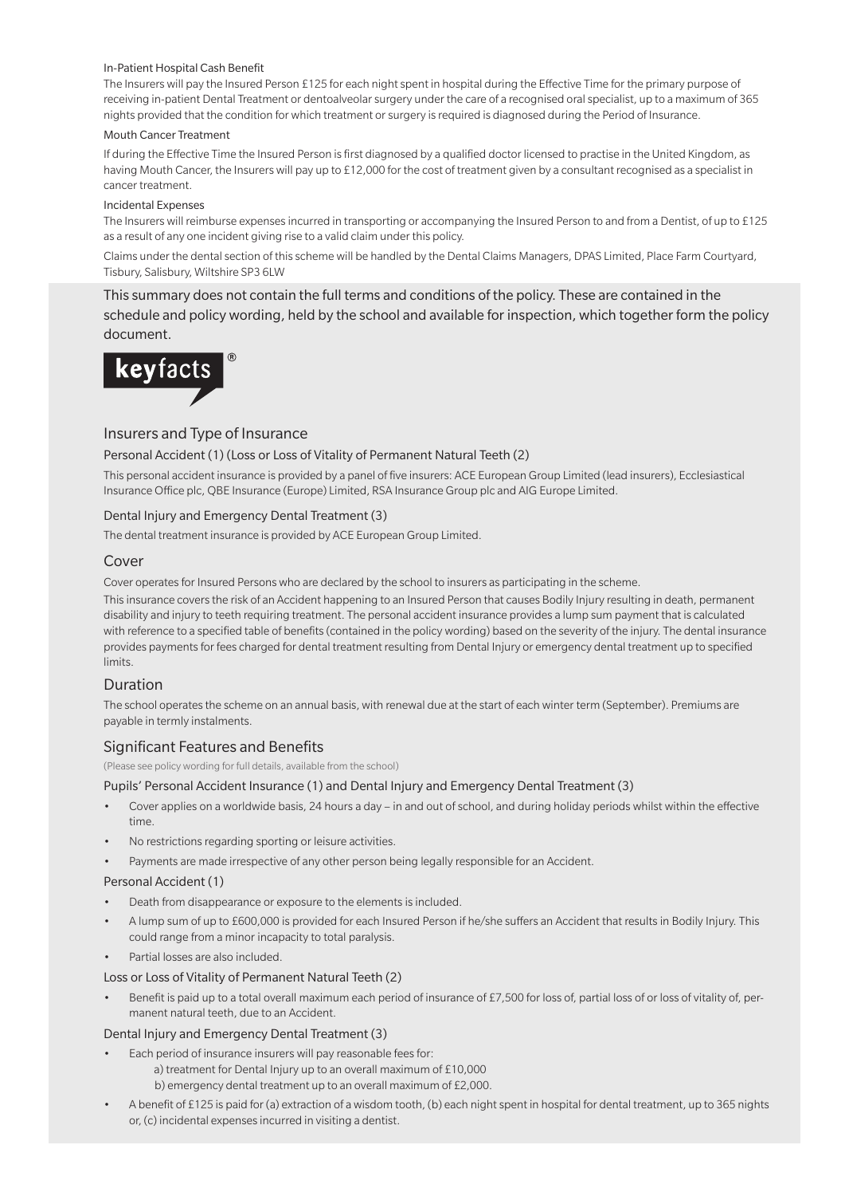#### In-Patient Hospital Cash Benefit

The Insurers will pay the Insured Person £125 for each night spent in hospital during the Effective Time for the primary purpose of receiving in-patient Dental Treatment or dentoalveolar surgery under the care of a recognised oral specialist, up to a maximum of 365 nights provided that the condition for which treatment or surgery is required is diagnosed during the Period of Insurance.

#### Mouth Cancer Treatment

If during the Effective Time the Insured Person is first diagnosed by a qualified doctor licensed to practise in the United Kingdom, as having Mouth Cancer, the Insurers will pay up to £12,000 for the cost of treatment given by a consultant recognised as a specialist in cancer treatment.

#### Incidental Expenses

The Insurers will reimburse expenses incurred in transporting or accompanying the Insured Person to and from a Dentist, of up to £125 as a result of any one incident giving rise to a valid claim under this policy.

Claims under the dental section of this scheme will be handled by the Dental Claims Managers, DPAS Limited, Place Farm Courtyard, Tisbury, Salisbury, Wiltshire SP3 6LW

This summary does not contain the full terms and conditions of the policy. These are contained in the schedule and policy wording, held by the school and available for inspection, which together form the policy document.

**keyfacts**®

## Insurers and Type of Insurance

### Personal Accident (1) (Loss or Loss of Vitality of Permanent Natural Teeth (2)

This personal accident insurance is provided by a panel of five insurers: ACE European Group Limited (lead insurers), Ecclesiastical Insurance Office plc, QBE Insurance (Europe) Limited, RSA Insurance Group plc and AIG Europe Limited.

### Dental Injury and Emergency Dental Treatment (3)

The dental treatment insurance is provided by ACE European Group Limited.

## Cover

Cover operates for Insured Persons who are declared by the school to insurers as participating in the scheme.

This insurance covers the risk of an Accident happening to an Insured Person that causes Bodily Injury resulting in death, permanent disability and injury to teeth requiring treatment. The personal accident insurance provides a lump sum payment that is calculated with reference to a specified table of benefits (contained in the policy wording) based on the severity of the injury. The dental insurance provides payments for fees charged for dental treatment resulting from Dental Injury or emergency dental treatment up to specified limits.

## Duration

The school operates the scheme on an annual basis, with renewal due at the start of each winter term (September). Premiums are payable in termly instalments.

## Significant Features and Benefits

(Please see policy wording for full details, available from the school)

### Pupils' Personal Accident Insurance (1) and Dental Injury and Emergency Dental Treatment (3)

- Cover applies on a worldwide basis, 24 hours a day – in and out of school, and during holiday periods whilst within the effective time.
- No restrictions regarding sporting or leisure activities.
- Payments are made irrespective of any other person being legally responsible for an Accident.

### Personal Accident (1)

- Death from disappearance or exposure to the elements is included.
- A lump sum of up to £600,000 is provided for each Insured Person if he/she suffers an Accident that results in Bodily Injury. This could range from a minor incapacity to total paralysis.
- Partial losses are also included.

### Loss or Loss of Vitality of Permanent Natural Teeth (2)

- Benefit is paid up to a total overall maximum each period of insurance of £7,500 for loss of, partial loss of or loss of vitality of, permanent natural teeth, due to an Accident.

### Dental Injury and Emergency Dental Treatment (3)

- Each period of insurance insurers will pay reasonable fees for:
  a) treatment for Dental Injury up to an overall maximum of £10,000
  b) emergency dental treatment up to an overall maximum of £2,000.
- A benefit of £125 is paid for (a) extraction of a wisdom tooth, (b) each night spent in hospital for dental treatment, up to 365 nights or, (c) incidental expenses incurred in visiting a dentist.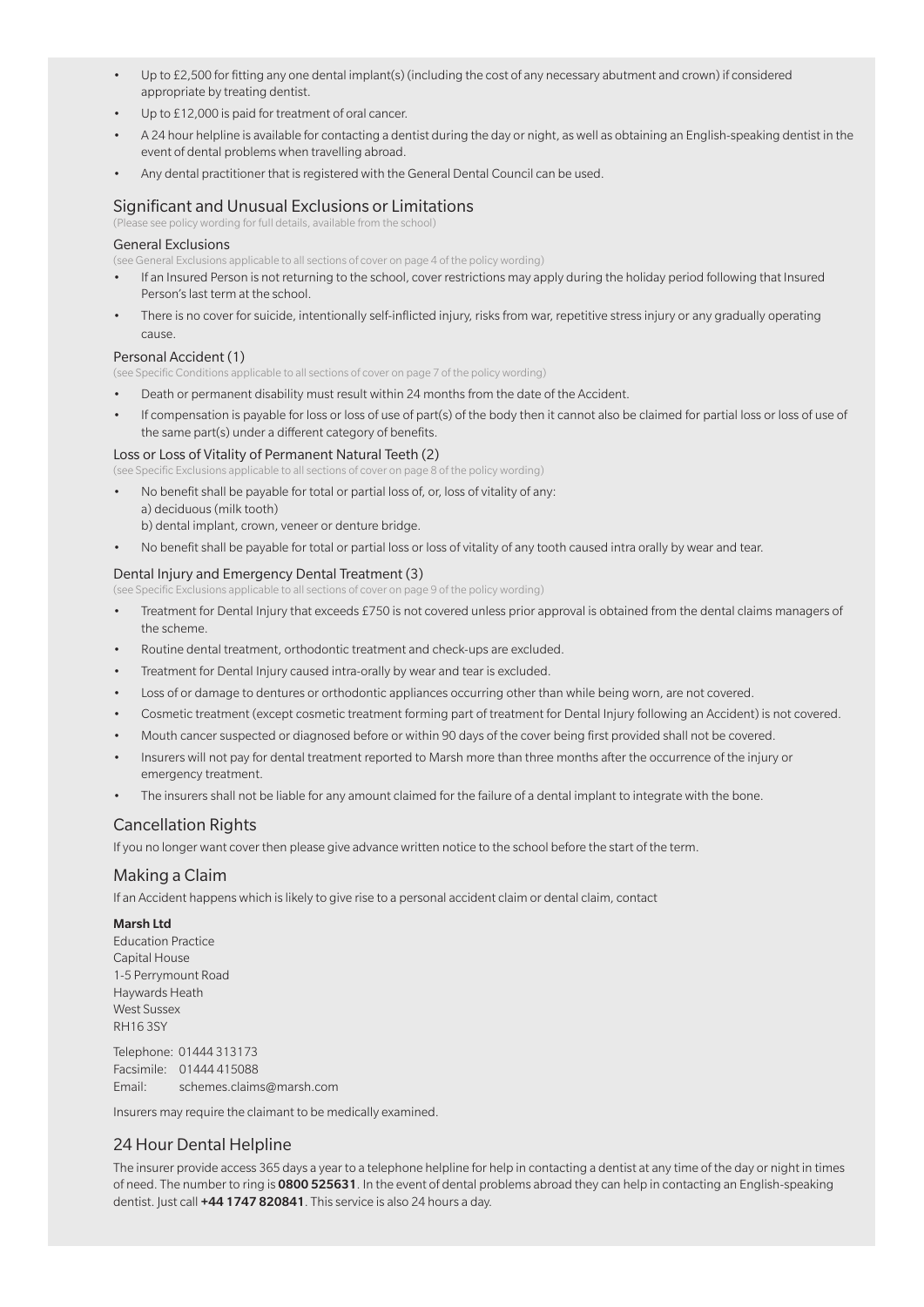- Up to £2,500 for fitting any one dental implant(s) (including the cost of any necessary abutment and crown) if considered appropriate by treating dentist.
- Up to £12,000 is paid for treatment of oral cancer.
- A 24 hour helpline is available for contacting a dentist during the day or night, as well as obtaining an English-speaking dentist in the event of dental problems when travelling abroad.
- Any dental practitioner that is registered with the General Dental Council can be used.

## Significant and Unusual Exclusions or Limitations

(Please see policy wording for full details, available from the school)

### General Exclusions

(see General Exclusions applicable to all sections of cover on page 4 of the policy wording)

- If an Insured Person is not returning to the school, cover restrictions may apply during the holiday period following that Insured Person's last term at the school.
- There is no cover for suicide, intentionally self-inflicted injury, risks from war, repetitive stress injury or any gradually operating cause.

### Personal Accident (1)

(see Specific Conditions applicable to all sections of cover on page 7 of the policy wording)

- Death or permanent disability must result within 24 months from the date of the Accident.
- If compensation is payable for loss or loss of use of part(s) of the body then it cannot also be claimed for partial loss or loss of use of the same part(s) under a different category of benefits.

### Loss or Loss of Vitality of Permanent Natural Teeth (2)

(see Specific Exclusions applicable to all sections of cover on page 8 of the policy wording)

- No benefit shall be payable for total or partial loss of, or, loss of vitality of any:
  a) deciduous (milk tooth)
  b) dental implant, crown, veneer or denture bridge.
- No benefit shall be payable for total or partial loss or loss of vitality of any tooth caused intra orally by wear and tear.

### Dental Injury and Emergency Dental Treatment (3)

(see Specific Exclusions applicable to all sections of cover on page 9 of the policy wording)

- Treatment for Dental Injury that exceeds £750 is not covered unless prior approval is obtained from the dental claims managers of the scheme.
- Routine dental treatment, orthodontic treatment and check-ups are excluded.
- Treatment for Dental Injury caused intra-orally by wear and tear is excluded.
- Loss of or damage to dentures or orthodontic appliances occurring other than while being worn, are not covered.
- Cosmetic treatment (except cosmetic treatment forming part of treatment for Dental Injury following an Accident) is not covered.
- Mouth cancer suspected or diagnosed before or within 90 days of the cover being first provided shall not be covered.
- Insurers will not pay for dental treatment reported to Marsh more than three months after the occurrence of the injury or emergency treatment.
- The insurers shall not be liable for any amount claimed for the failure of a dental implant to integrate with the bone.

## Cancellation Rights

If you no longer want cover then please give advance written notice to the school before the start of the term.

## Making a Claim

If an Accident happens which is likely to give rise to a personal accident claim or dental claim, contact

**Marsh Ltd**
Education Practice
Capital House
1-5 Perrymount Road
Haywards Heath
West Sussex
RH16 3SY

Telephone: 01444 313173
Facsimile: 01444 415088
Email: schemes.claims@marsh.com

Insurers may require the claimant to be medically examined.

## 24 Hour Dental Helpline

The insurer provide access 365 days a year to a telephone helpline for help in contacting a dentist at any time of the day or night in times of need. The number to ring is **0800 525631**. In the event of dental problems abroad they can help in contacting an English-speaking dentist. Just call **+44 1747 820841**. This service is also 24 hours a day.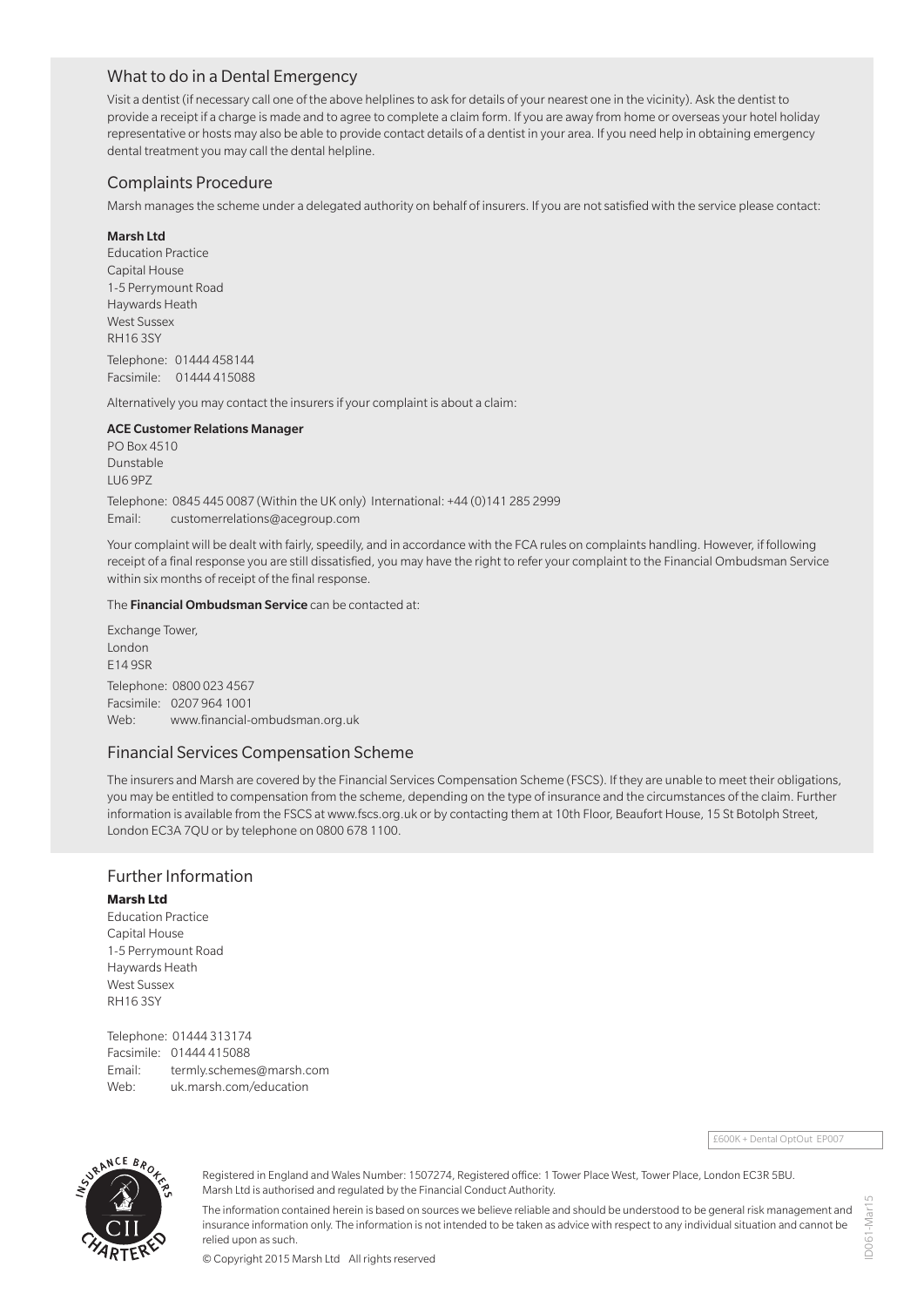## What to do in a Dental Emergency

Visit a dentist (if necessary call one of the above helplines to ask for details of your nearest one in the vicinity). Ask the dentist to provide a receipt if a charge is made and to agree to complete a claim form. If you are away from home or overseas your hotel holiday representative or hosts may also be able to provide contact details of a dentist in your area. If you need help in obtaining emergency dental treatment you may call the dental helpline.

## Complaints Procedure

Marsh manages the scheme under a delegated authority on behalf of insurers. If you are not satisfied with the service please contact:

**Marsh Ltd**
Education Practice
Capital House
1-5 Perrymount Road
Haywards Heath
West Sussex
RH16 3SY

Telephone: 01444 458144
Facsimile: 01444 415088

Alternatively you may contact the insurers if your complaint is about a claim:

**ACE Customer Relations Manager**
PO Box 4510
Dunstable
LU6 9PZ

Telephone: 0845 445 0087 (Within the UK only) International: +44 (0)141 285 2999
Email: customerrelations@acegroup.com

Your complaint will be dealt with fairly, speedily, and in accordance with the FCA rules on complaints handling. However, if following receipt of a final response you are still dissatisfied, you may have the right to refer your complaint to the Financial Ombudsman Service within six months of receipt of the final response.

The **Financial Ombudsman Service** can be contacted at:

Exchange Tower,
London
E14 9SR

Telephone: 0800 023 4567
Facsimile: 0207 964 1001
Web: www.financial-ombudsman.org.uk

## Financial Services Compensation Scheme

The insurers and Marsh are covered by the Financial Services Compensation Scheme (FSCS). If they are unable to meet their obligations, you may be entitled to compensation from the scheme, depending on the type of insurance and the circumstances of the claim. Further information is available from the FSCS at www.fscs.org.uk or by contacting them at 10th Floor, Beaufort House, 15 St Botolph Street, London EC3A 7QU or by telephone on 0800 678 1100.

## Further Information

**Marsh Ltd**
Education Practice
Capital House
1-5 Perrymount Road
Haywards Heath
West Sussex
RH16 3SY

Telephone: 01444 313174
Facsimile: 01444 415088
Email: termly.schemes@marsh.com
Web: uk.marsh.com/education

£600K + Dental OptOut EP007

Registered in England and Wales Number: 1507274, Registered office: 1 Tower Place West, Tower Place, London EC3R 5BU.
Marsh Ltd is authorised and regulated by the Financial Conduct Authority.

The information contained herein is based on sources we believe reliable and should be understood to be general risk management and insurance information only. The information is not intended to be taken as advice with respect to any individual situation and cannot be relied upon as such.

© Copyright 2015 Marsh Ltd All rights reserved

ID061-Mar15